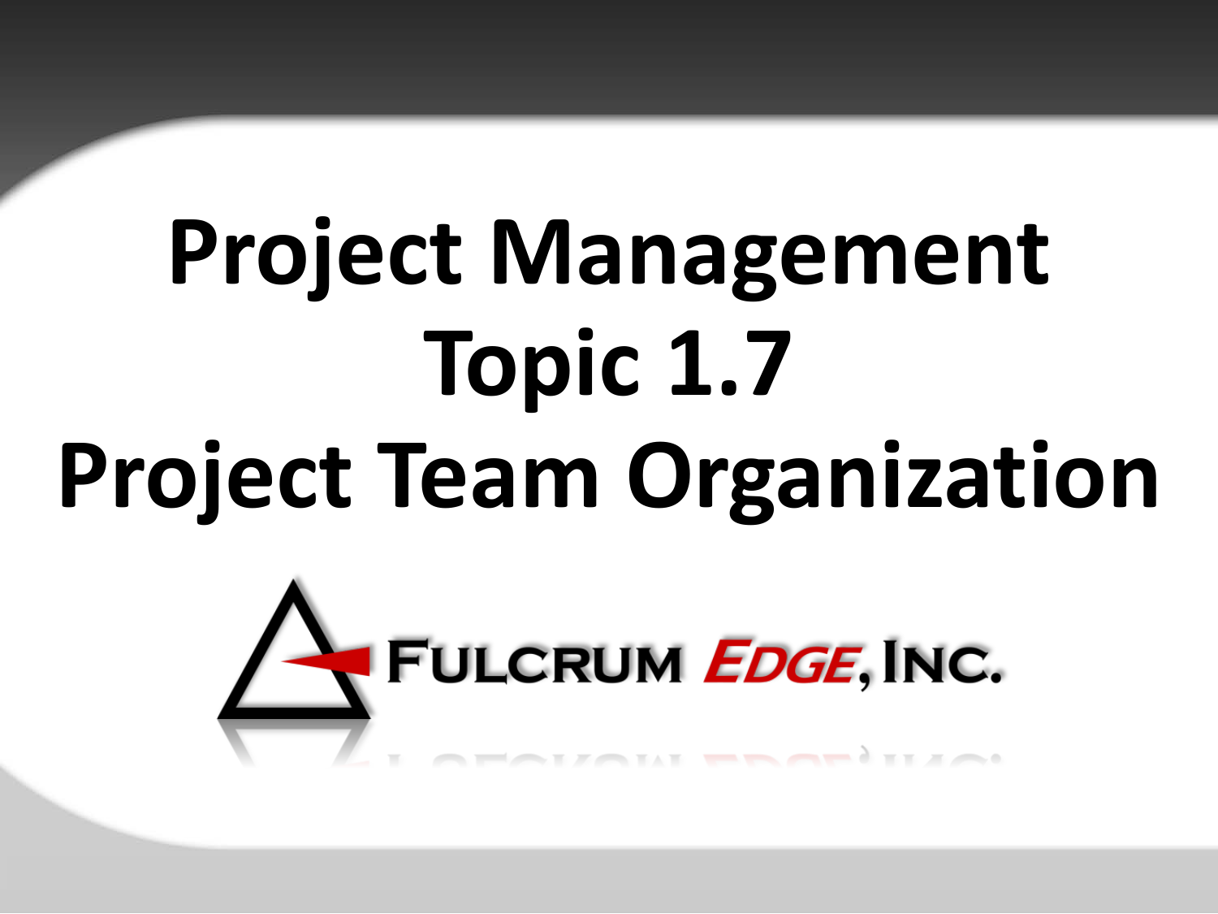# Project Management
# Topic 1.7
# Project Team Organization

FULCRUM EDGE, INC.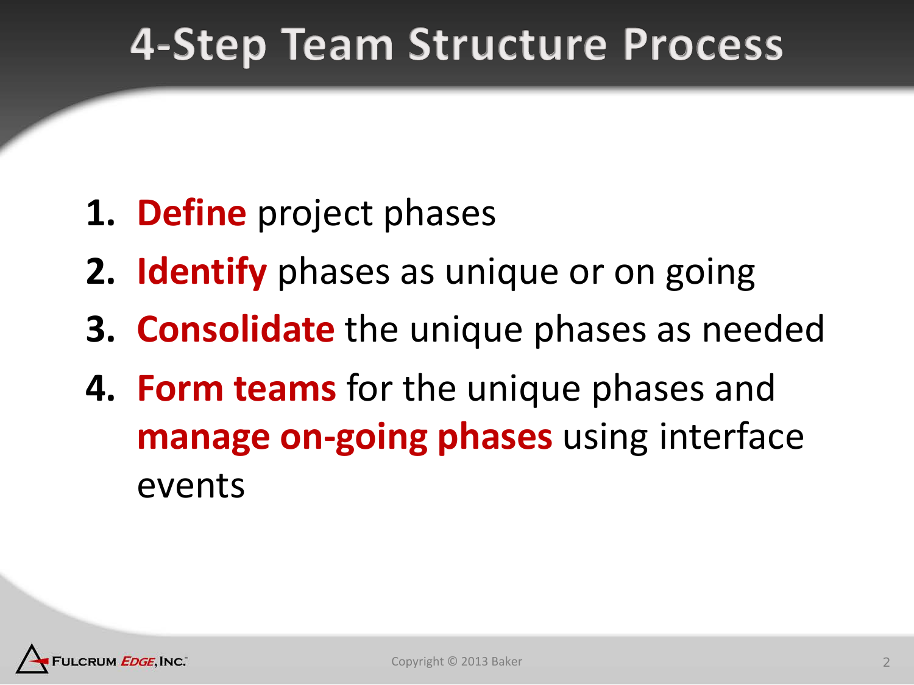# 4-Step Team Structure Process

1. **Define** project phases
2. **Identify** phases as unique or on going
3. **Consolidate** the unique phases as needed
4. **Form teams** for the unique phases and **manage on-going phases** using interface events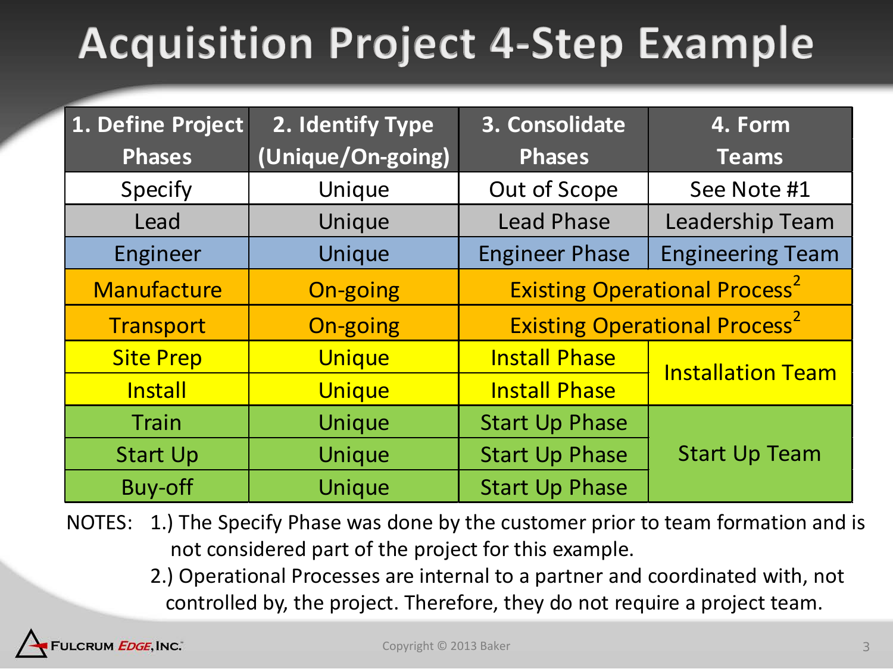# Acquisition Project 4-Step Example

| 1. Define Project Phases | 2. Identify Type (Unique/On-going) | 3. Consolidate Phases | 4. Form Teams |
|---|---|---|---|
| Specify | Unique | Out of Scope | See Note #1 |
| Lead | Unique | Lead Phase | Leadership Team |
| Engineer | Unique | Engineer Phase | Engineering Team |
| Manufacture | On-going | Existing Operational Process[2] | |
| Transport | On-going | Existing Operational Process[2] | |
| Site Prep | Unique | Install Phase | Installation Team |
| Install | Unique | Install Phase | |
| Train | Unique | Start Up Phase | Start Up Team |
| Start Up | Unique | Start Up Phase | |
| Buy-off | Unique | Start Up Phase | |

NOTES:

1.) The Specify Phase was done by the customer prior to team formation and is not considered part of the project for this example.

2.) Operational Processes are internal to a partner and coordinated with, not controlled by, the project. Therefore, they do not require a project team.

Copyright © 2013 Baker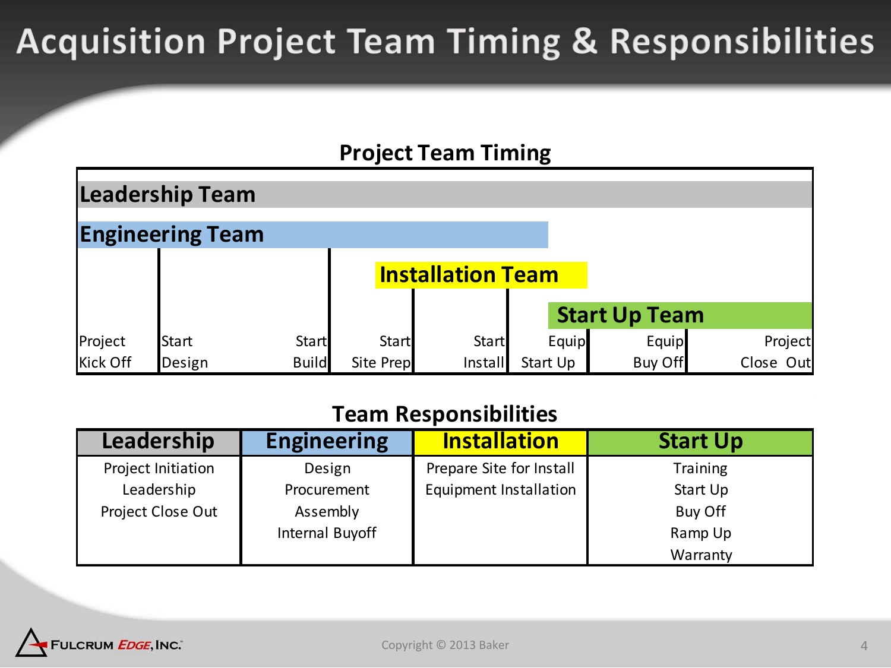# Acquisition Project Team Timing & Responsibilities

## Project Team Timing

**Leadership Team**

**Engineering Team**

**Installation Team**

**Start Up Team**

| Project Kick Off | Start Design | Start Build | Start Site Prep | Start Install | Equip Start Up | Equip Buy Off | Project Close Out |
|---|---|---|---|---|---|---|---|

## Team Responsibilities

| Leadership | Engineering | Installation | Start Up |
|---|---|---|---|
| Project Initiation | Design | Prepare Site for Install | Training |
| Leadership | Procurement | Equipment Installation | Start Up |
| Project Close Out | Assembly | | Buy Off |
| | Internal Buyoff | | Ramp Up |
| | | | Warranty |

Fulcrum Edge, Inc.

Copyright © 2013 Baker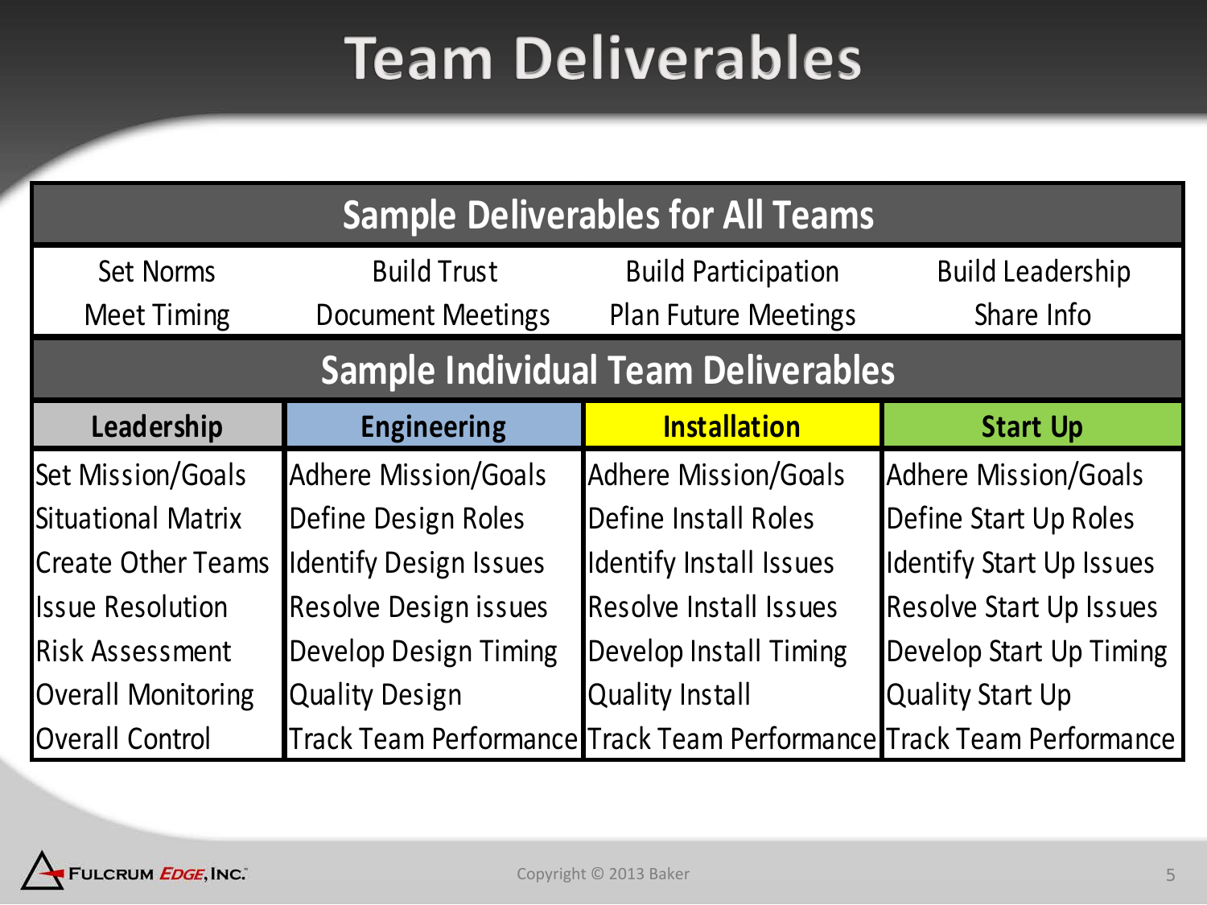# Team Deliverables

| Sample Deliverables for All Teams | | | |
|---|---|---|---|
| Set Norms | Build Trust | Build Participation | Build Leadership |
| Meet Timing | Document Meetings | Plan Future Meetings | Share Info |

| Sample Individual Team Deliverables | | | |
|---|---|---|---|
| **Leadership** | **Engineering** | **Installation** | **Start Up** |
| Set Mission/Goals | Adhere Mission/Goals | Adhere Mission/Goals | Adhere Mission/Goals |
| Situational Matrix | Define Design Roles | Define Install Roles | Define Start Up Roles |
| Create Other Teams | Identify Design Issues | Identify Install Issues | Identify Start Up Issues |
| Issue Resolution | Resolve Design issues | Resolve Install Issues | Resolve Start Up Issues |
| Risk Assessment | Develop Design Timing | Develop Install Timing | Develop Start Up Timing |
| Overall Monitoring | Quality Design | Quality Install | Quality Start Up |
| Overall Control | Track Team Performance | Track Team Performance | Track Team Performance |

Copyright © 2013 Baker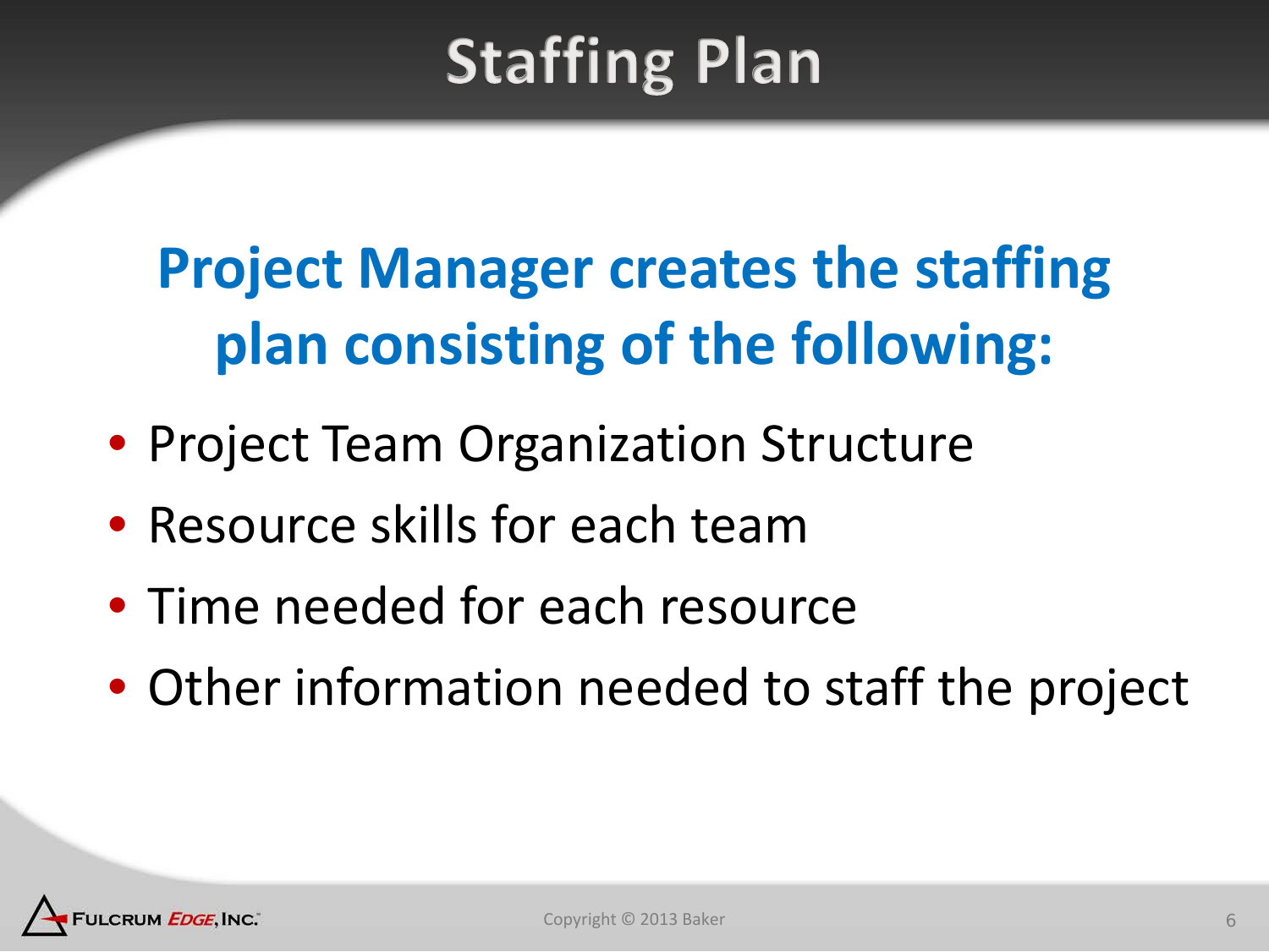# Staffing Plan

**Project Manager creates the staffing plan consisting of the following:**

- Project Team Organization Structure
- Resource skills for each team
- Time needed for each resource
- Other information needed to staff the project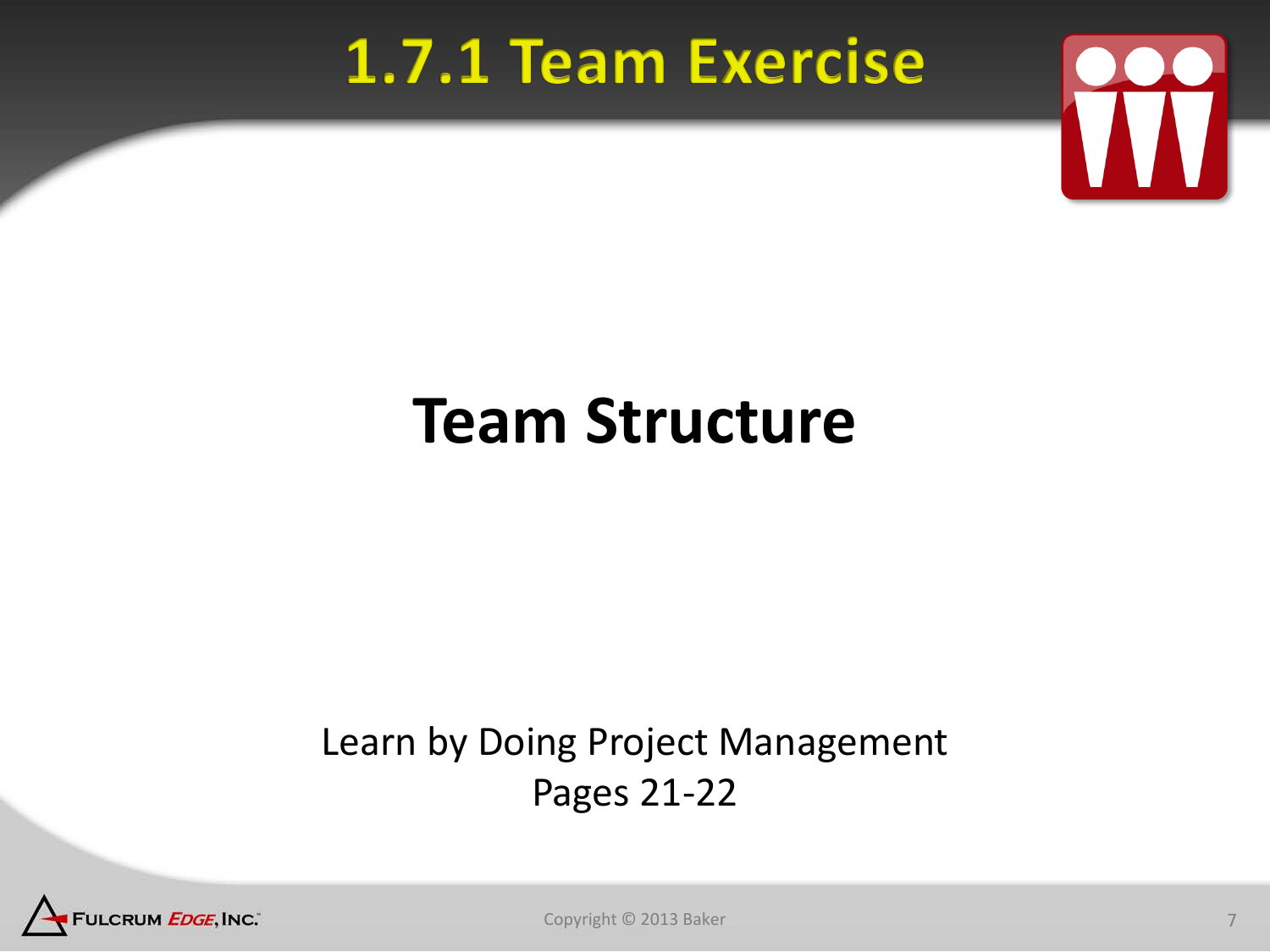# 1.7.1 Team Exercise

## Team Structure

Learn by Doing Project Management
Pages 21-22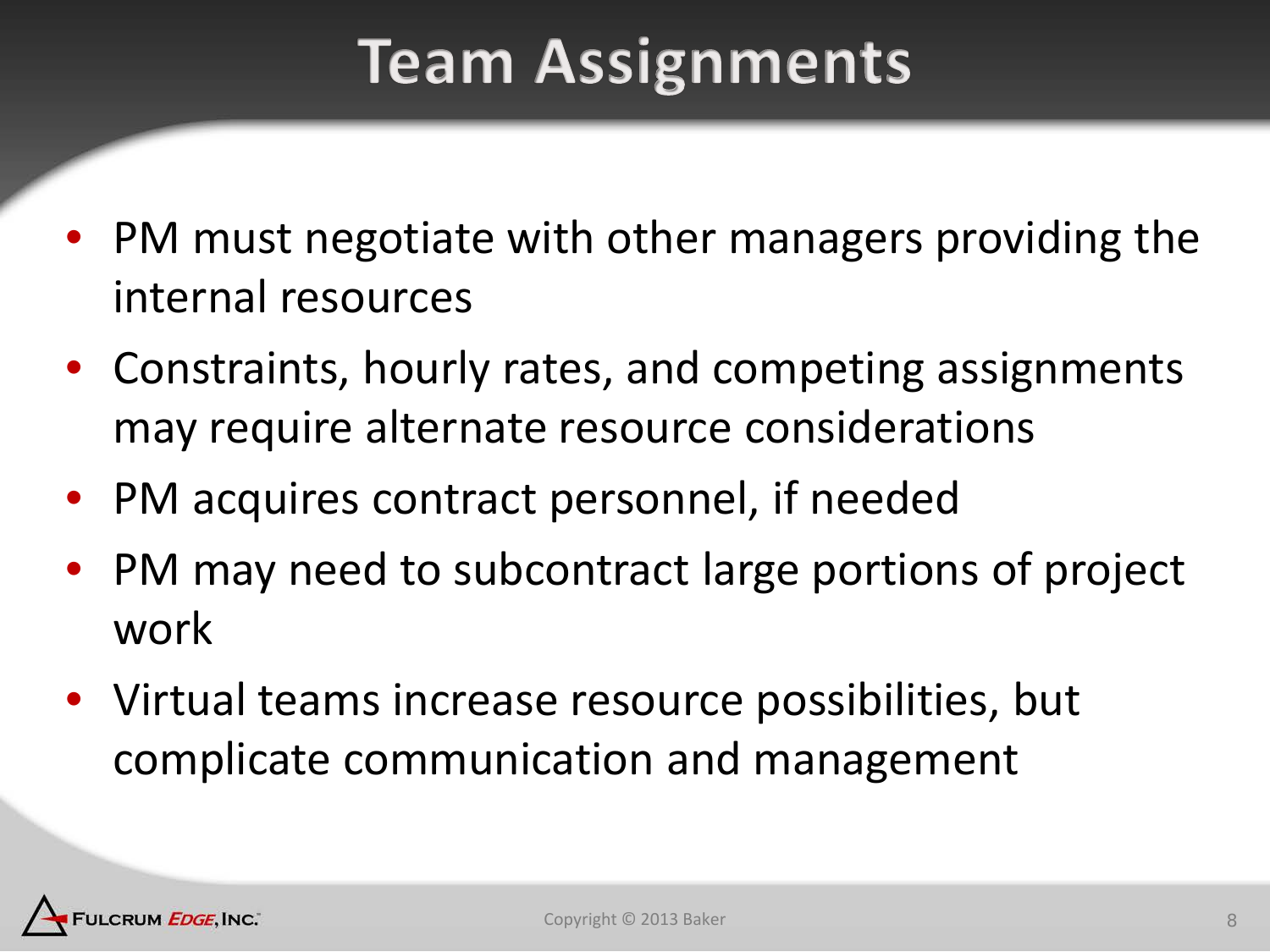# Team Assignments

- PM must negotiate with other managers providing the internal resources
- Constraints, hourly rates, and competing assignments may require alternate resource considerations
- PM acquires contract personnel, if needed
- PM may need to subcontract large portions of project work
- Virtual teams increase resource possibilities, but complicate communication and management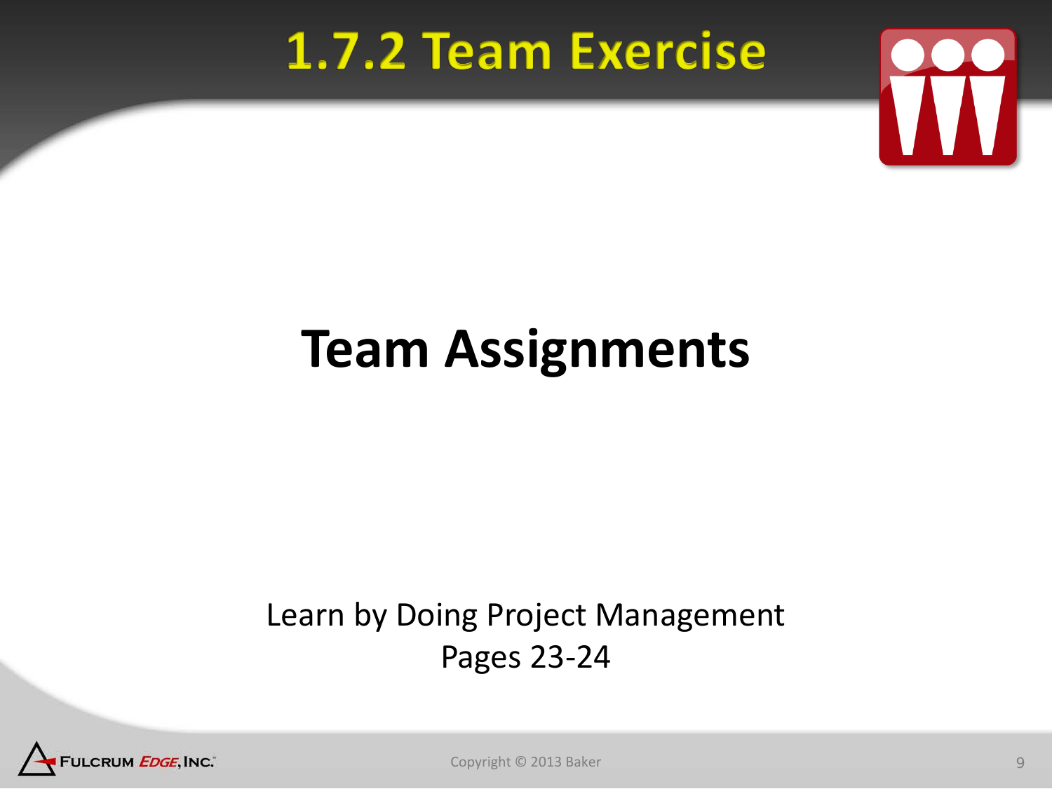# 1.7.2 Team Exercise

## Team Assignments

Learn by Doing Project Management
Pages 23-24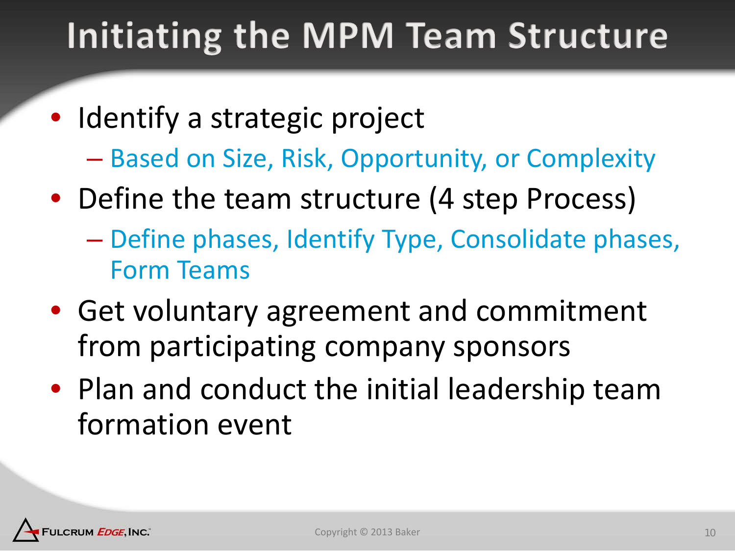# Initiating the MPM Team Structure

- Identify a strategic project
  - Based on Size, Risk, Opportunity, or Complexity
- Define the team structure (4 step Process)
  - Define phases, Identify Type, Consolidate phases, Form Teams
- Get voluntary agreement and commitment from participating company sponsors
- Plan and conduct the initial leadership team formation event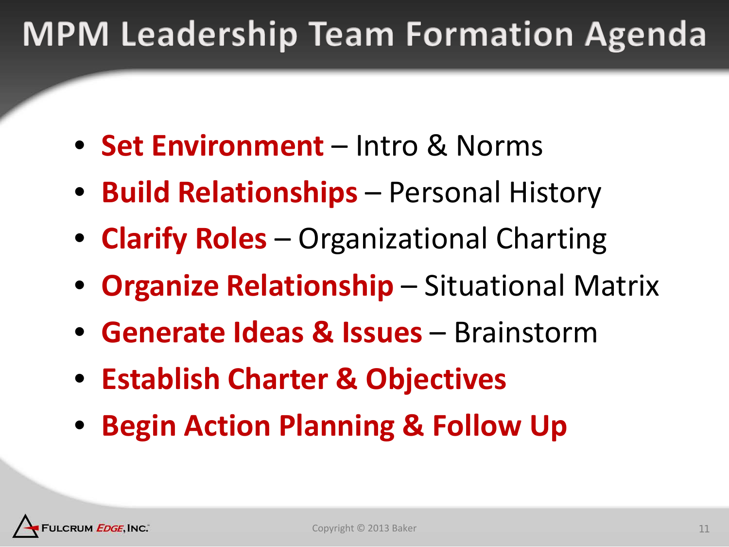# MPM Leadership Team Formation Agenda

- **Set Environment** – Intro & Norms
- **Build Relationships** – Personal History
- **Clarify Roles** – Organizational Charting
- **Organize Relationship** – Situational Matrix
- **Generate Ideas & Issues** – Brainstorm
- **Establish Charter & Objectives**
- **Begin Action Planning & Follow Up**